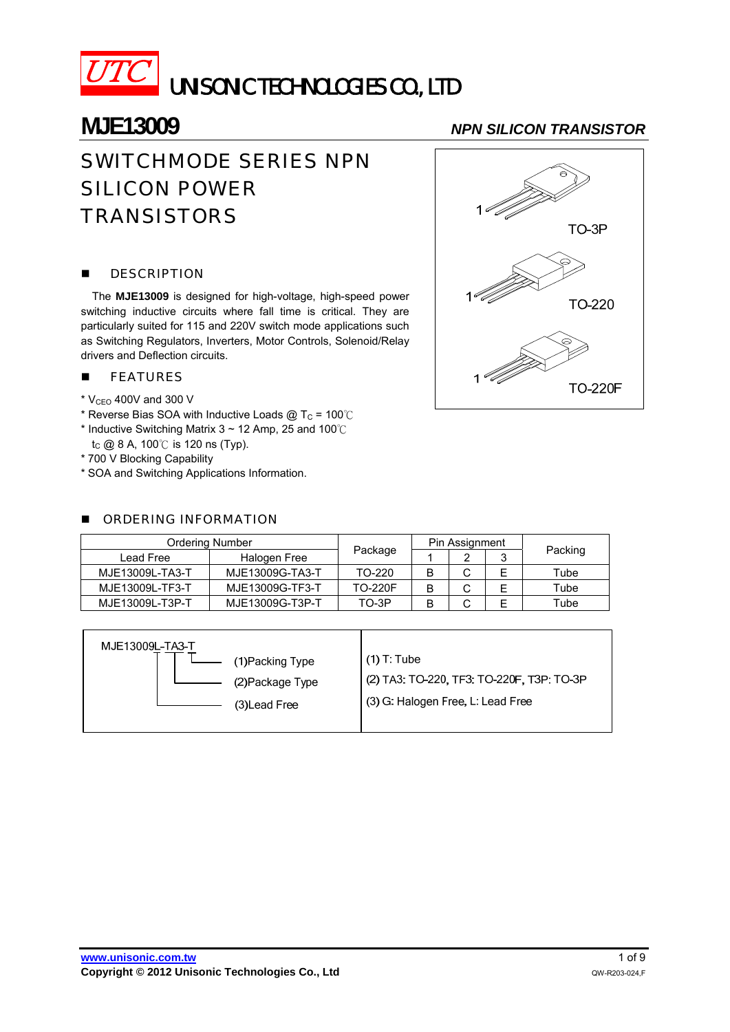UTC UNISONIC TECHNOLOGIES CO., LTD

# MJE13009

*NPN SILICON TRANSISTOR*

## SWITCHMODE SERIES NPN SILICON POWER TRANSISTORS

TO-3P

TO-220

TO-220F

## ■ DESCRIPTION

The **MJE13009** is designed for high-voltage, high-speed power switching inductive circuits where fall time is critical. They are particularly suited for 115 and 220V switch mode applications such as Switching Regulators, Inverters, Motor Controls, Solenoid/Relay drivers and Deflection circuits.

## ■ FEATURES

* $V_{CEO}$ 400V and 300 V
* Reverse Bias SOA with Inductive Loads @ $T_C$ = 100℃
* Inductive Switching Matrix 3 ~ 12 Amp, 25 and 100℃
  $t_C$ @ 8 A, 100℃ is 120 ns (Typ).
* 700 V Blocking Capability
* SOA and Switching Applications Information.

## ■ ORDERING INFORMATION

| Ordering Number | | Package | Pin Assignment | | | Packing |
|---|---|---|---|---|---|---|
| Lead Free | Halogen Free | | 1 | 2 | 3 | |
| MJE13009L-TA3-T | MJE13009G-TA3-T | TO-220 | B | C | E | Tube |
| MJE13009L-TF3-T | MJE13009G-TF3-T | TO-220F | B | C | E | Tube |
| MJE13009L-T3P-T | MJE13009G-T3P-T | TO-3P | B | C | E | Tube |

| MJE13009L-TA3-T | |
|---|---|
| (1)Packing Type | (1) T: Tube |
| (2)Package Type | (2) TA3: TO-220, TF3: TO-220F, T3P: TO-3P |
| (3)Lead Free | (3) G: Halogen Free, L: Lead Free |

www.unisonic.com.tw

Copyright © 2012 Unisonic Technologies Co., Ltd

QW-R203-024,F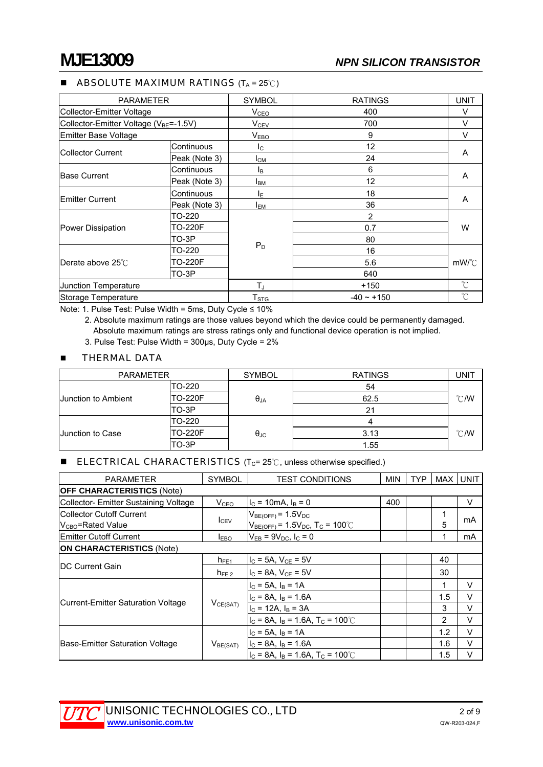## ABSOLUTE MAXIMUM RATINGS ($T_A$ = 25℃)

| PARAMETER | | SYMBOL | RATINGS | UNIT |
|---|---|---|---|---|
| Collector-Emitter Voltage | | $V_{CEO}$ | 400 | V |
| Collector-Emitter Voltage ($V_{BE}$=-1.5V) | | $V_{CEV}$ | 700 | V |
| Emitter Base Voltage | | $V_{EBO}$ | 9 | V |
| Collector Current | Continuous | $I_C$ | 12 | A |
| | Peak (Note 3) | $I_{CM}$ | 24 | |
| Base Current | Continuous | $I_B$ | 6 | A |
| | Peak (Note 3) | $I_{BM}$ | 12 | |
| Emitter Current | Continuous | $I_E$ | 18 | A |
| | Peak (Note 3) | $I_{EM}$ | 36 | |
| Power Dissipation | TO-220 | $P_D$ | 2 | W |
| | TO-220F | | 0.7 | |
| | TO-3P | | 80 | |
| Derate above 25℃ | TO-220 | | 16 | mW/℃ |
| | TO-220F | | 5.6 | |
| | TO-3P | | 640 | |
| Junction Temperature | | $T_J$ | +150 | ℃ |
| Storage Temperature | | $T_{STG}$ | -40 ~ +150 | ℃ |

Note: 1. Pulse Test: Pulse Width = 5ms, Duty Cycle ≤ 10%

2. Absolute maximum ratings are those values beyond which the device could be permanently damaged. Absolute maximum ratings are stress ratings only and functional device operation is not implied.

3. Pulse Test: Pulse Width = 300μs, Duty Cycle = 2%

## THERMAL DATA

| PARAMETER | | SYMBOL | RATINGS | UNIT |
|---|---|---|---|---|
| Junction to Ambient | TO-220 | $\theta_{JA}$ | 54 | ℃/W |
| | TO-220F | | 62.5 | |
| | TO-3P | | 21 | |
| Junction to Case | TO-220 | $\theta_{JC}$ | 4 | ℃/W |
| | TO-220F | | 3.13 | |
| | TO-3P | | 1.55 | |

## ELECTRICAL CHARACTERISTICS ($T_C$= 25℃, unless otherwise specified.)

| PARAMETER | SYMBOL | TEST CONDITIONS | MIN | TYP | MAX | UNIT |
|---|---|---|---|---|---|---|
| **OFF CHARACTERISTICS** (Note) | | | | | | |
| Collector- Emitter Sustaining Voltage | $V_{CEO}$ | $I_C$ = 10mA, $I_B$ = 0 | 400 | | | V |
| Collector Cutoff Current $V_{CBO}$=Rated Value | $I_{CEV}$ | $V_{BE(OFF)}$ = 1.5$V_{DC}$ | | | 1 | mA |
| | | $V_{BE(OFF)}$ = 1.5$V_{DC}$, $T_C$ = 100℃ | | | 5 | |
| Emitter Cutoff Current | $I_{EBO}$ | $V_{EB}$ = 9$V_{DC}$, $I_C$ = 0 | | | 1 | mA |
| **ON CHARACTERISTICS** (Note) | | | | | | |
| DC Current Gain | $h_{FE1}$ | $I_C$ = 5A, $V_{CE}$ = 5V | | | 40 | |
| | $h_{FE2}$ | $I_C$ = 8A, $V_{CE}$ = 5V | | | 30 | |
| Current-Emitter Saturation Voltage | $V_{CE(SAT)}$ | $I_C$ = 5A, $I_B$ = 1A | | | 1 | V |
| | | $I_C$ = 8A, $I_B$ = 1.6A | | | 1.5 | V |
| | | $I_C$ = 12A, $I_B$ = 3A | | | 3 | V |
| | | $I_C$ = 8A, $I_B$ = 1.6A, $T_C$ = 100℃ | | | 2 | V |
| Base-Emitter Saturation Voltage | $V_{BE(SAT)}$ | $I_C$ = 5A, $I_B$ = 1A | | | 1.2 | V |
| | | $I_C$ = 8A, $I_B$ = 1.6A | | | 1.6 | V |
| | | $I_C$ = 8A, $I_B$ = 1.6A, $T_C$ = 100℃ | | | 1.5 | V |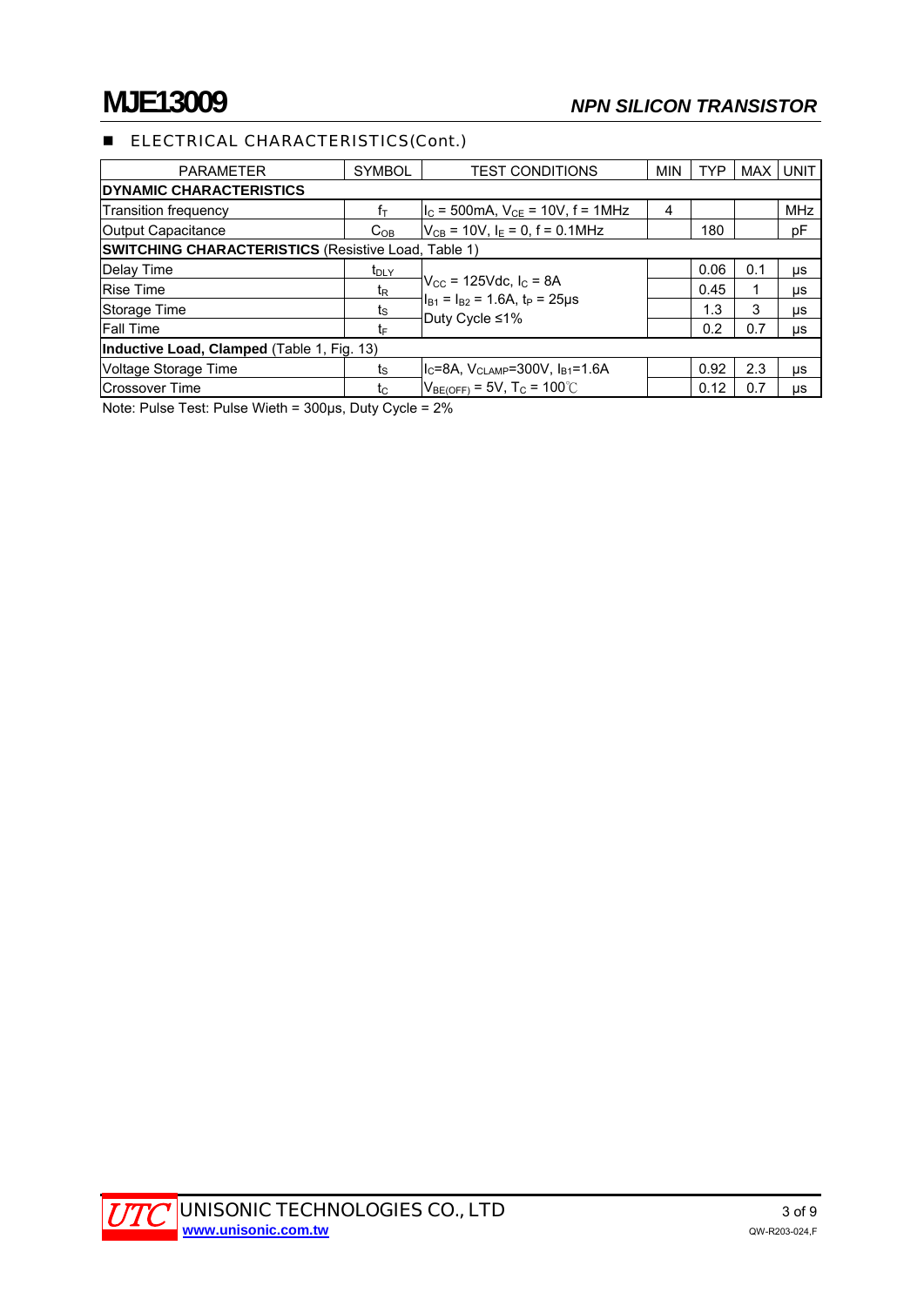# MJE13009

*NPN SILICON TRANSISTOR*

## ■ ELECTRICAL CHARACTERISTICS(Cont.)

| PARAMETER | SYMBOL | TEST CONDITIONS | MIN | TYP | MAX | UNIT |
|---|---|---|---|---|---|---|
| **DYNAMIC CHARACTERISTICS** | | | | | | |
| Transition frequency | $f_T$ | $I_C$ = 500mA, $V_{CE}$ = 10V, f = 1MHz | 4 | | | MHz |
| Output Capacitance | $C_{OB}$ | $V_{CB}$ = 10V, $I_E$ = 0, f = 0.1MHz | | 180 | | pF |
| **SWITCHING CHARACTERISTICS** (Resistive Load, Table 1) | | | | | | |
| Delay Time | $t_{DLY}$ | $V_{CC}$ = 125Vdc, $I_C$ = 8A, $I_{B1}$ = $I_{B2}$ = 1.6A, $t_P$ = 25μs, Duty Cycle ≤1% | | 0.06 | 0.1 | μs |
| Rise Time | $t_R$ | | | 0.45 | 1 | μs |
| Storage Time | $t_S$ | | | 1.3 | 3 | μs |
| Fall Time | $t_F$ | | | 0.2 | 0.7 | μs |
| **Inductive Load, Clamped** (Table 1, Fig. 13) | | | | | | |
| Voltage Storage Time | $t_S$ | $I_C$=8A, $V_{CLAMP}$=300V, $I_{B1}$=1.6A, $V_{BE(OFF)}$ = 5V, $T_C$ = 100℃ | | 0.92 | 2.3 | μs |
| Crossover Time | $t_C$ | | | 0.12 | 0.7 | μs |

Note: Pulse Test: Pulse Wieth = 300μs, Duty Cycle = 2%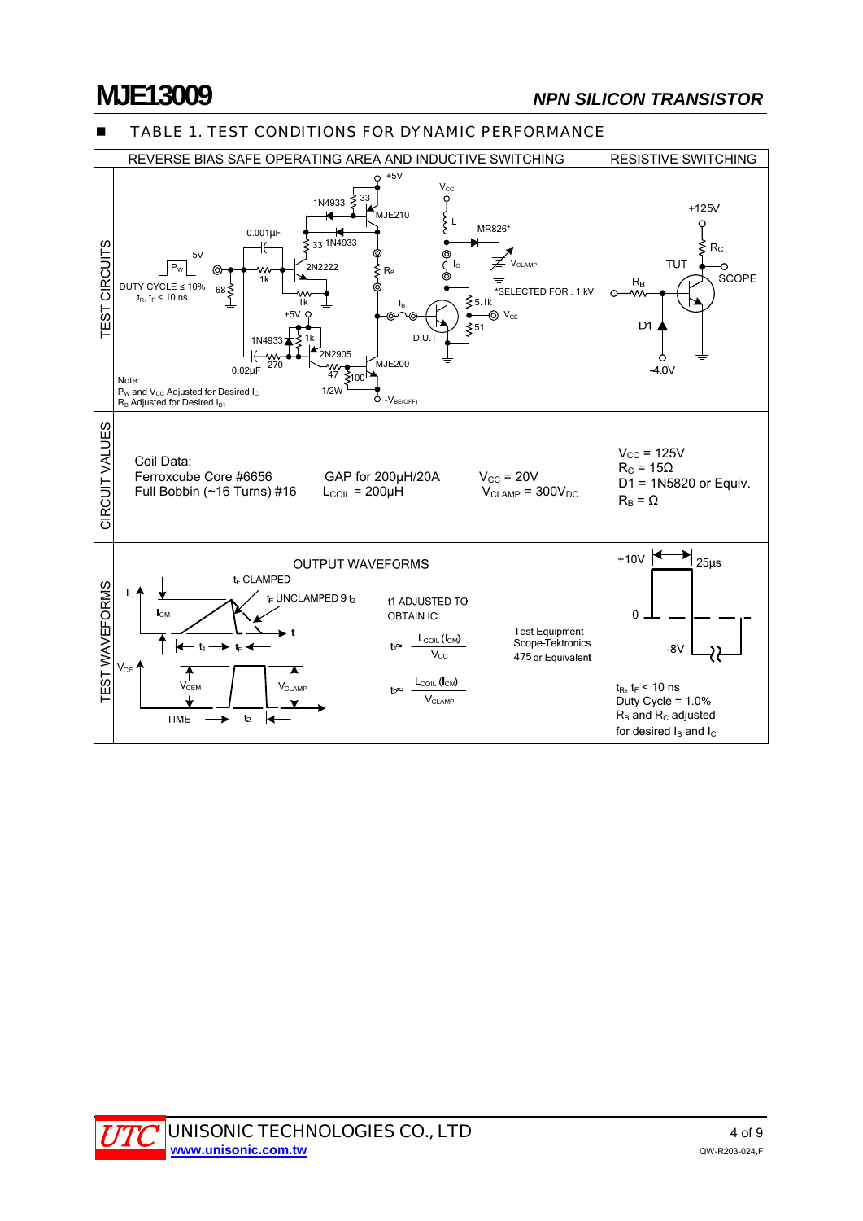## ■ TABLE 1. TEST CONDITIONS FOR DYNAMIC PERFORMANCE

| | REVERSE BIAS SAFE OPERATING AREA AND INDUCTIVE SWITCHING | RESISTIVE SWITCHING |
|---|---|---|
| TEST CIRCUITS | +5V; 1N4933; 33; MJE210; 0.001µF; 33 1N4933; 5V; $P_W$; 1k; 2N2222; $R_B$; DUTY CYCLE ≤ 10%; $t_R$, $t_F$ ≤ 10 ns; 68; 1k; +5V; 1N4933; 1k; 2N2905; 0.02µF; 270; 47; 100; 1/2W; MJE200; $-V_{BE(OFF)}$; $V_{CC}$; L; MR826*; $I_C$; $V_{CLAMP}$; *SELECTED FOR . 1 kV; $I_B$; 5.1k; $V_{CE}$; D.U.T.; 51<br>Note:<br>$P_W$ and $V_{CC}$ Adjusted for Desired $I_C$<br>$R_B$ Adjusted for Desired $I_{B1}$ | +125V; $R_C$; TUT; SCOPE; $R_B$; D1; -4.0V |
| CIRCUIT VALUES | Coil Data:<br>Ferroxcube Core #6656<br>Full Bobbin (~16 Turns) #16<br>GAP for 200µH/20A<br>$L_{COIL}$ = 200µH<br>$V_{CC}$ = 20V<br>$V_{CLAMP}$ = 300$V_{DC}$ | $V_{CC}$ = 125V<br>$R_C$ = 15Ω<br>D1 = 1N5820 or Equiv.<br>$R_B$ = Ω |
| TEST WAVEFORMS | OUTPUT WAVEFORMS<br>$t_F$ CLAMPED; $t_F$ UNCLAMPED 9 $t_2$; $I_C$; $I_{CM}$; t; $t_1$; $t_F$; $V_{CE}$; $V_{CEM}$; $V_{CLAMP}$; TIME; $t_2$<br>t1 ADJUSTED TO OBTAIN IC<br>$t_1 \approx \frac{L_{COIL}(I_{CM})}{V_{CC}}$<br>$t_2 \approx \frac{L_{COIL}(I_{CM})}{V_{CLAMP}}$<br>Test Equipment<br>Scope-Tektronics<br>475 or Equivalent | +10V; 25µs; 0; -8V<br>$t_R$, $t_F$ < 10 ns<br>Duty Cycle = 1.0%<br>$R_B$ and $R_C$ adjusted for desired $I_B$ and $I_C$ |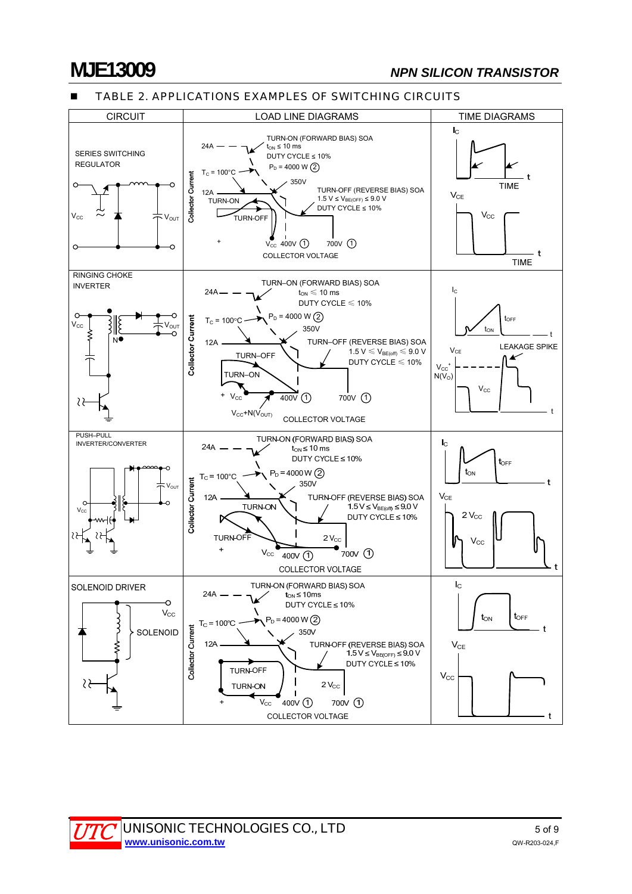## ■ TABLE 2. APPLICATIONS EXAMPLES OF SWITCHING CIRCUITS

| CIRCUIT | LOAD LINE DIAGRAMS | TIME DIAGRAMS |
|---|---|---|
| SERIES SWITCHING REGULATOR; $V_{CC}$, $V_{OUT}$ | 24A; TURN-ON (FORWARD BIAS) SOA, $t_{ON} \le 10$ ms, DUTY CYCLE ≤ 10%; $T_C = 100°C$; $P_D = 4000$ W (2); 350V; 12A; TURN-ON; TURN-OFF; TURN-OFF (REVERSE BIAS) SOA, $1.5\ V \le V_{BE(OFF)} \le 9.0\ V$, DUTY CYCLE ≤ 10%; + $V_{CC}$ 400V (1) 700V (1); Collector Current; COLLECTOR VOLTAGE | $I_C$, t, TIME; $V_{CE}$, $V_{CC}$, t, TIME |
| RINGING CHOKE INVERTER; $V_{CC}$, $V_{OUT}$, N | 24A; TURN–ON (FORWARD BIAS) SOA, $t_{ON} \le 10$ ms, DUTY CYCLE ≤ 10%; $T_C = 100°C$; $P_D = 4000$ W (2); 350V; 12A; TURN–OFF; TURN–ON; TURN–OFF (REVERSE BIAS) SOA, $1.5\ V \le V_{BE(off)} \le 9.0\ V$, DUTY CYCLE ≤ 10%; + $V_{CC}$; $V_{CC}+N(V_{OUT})$; 400V (1) 700V (1); Collector Current; COLLECTOR VOLTAGE | $I_C$, $t_{ON}$, $t_{OFF}$, t; $V_{CE}$, LEAKAGE SPIKE, $V_{CC}$ + $N(V_O)$, $V_{CC}$, t |
| PUSH–PULL INVERTER/CONVERTER; $V_{CC}$, $V_{OUT}$ | 24A; TURN-ON (FORWARD BIAS) SOA, $t_{ON} \le 10$ ms, DUTY CYCLE ≤ 10%; $T_C = 100°C$; $P_D = 4000$ W (2); 350V; 12A; TURN-ON; TURN-OFF; TURN-OFF (REVERSE BIAS) SOA, $1.5\ V \le V_{BE(off)} \le 9.0\ V$, DUTY CYCLE ≤ 10%; + $V_{CC}$ 400V (1); 2 $V_{CC}$ 700V (1); Collector Current; COLLECTOR VOLTAGE | $I_C$, $t_{ON}$, $t_{OFF}$, t; $V_{CE}$, 2 $V_{CC}$, $V_{CC}$, t |
| SOLENOID DRIVER; $V_{CC}$, SOLENOID | 24A; TURN-ON (FORWARD BIAS) SOA, $t_{ON} \le 10$ms, DUTY CYCLE ≤ 10%; $T_C = 100°C$; $P_D = 4000$ W (2); 350V; 12A; TURN-OFF; TURN-ON; TURN-OFF (REVERSE BIAS) SOA, $1.5\ V \le V_{BE(OFF)} \le 9.0\ V$, DUTY CYCLE ≤ 10%; + $V_{CC}$ 400V (1); 2 $V_{CC}$ 700V (1); Collector Current; COLLECTOR VOLTAGE | $I_C$, $t_{ON}$, $t_{OFF}$, t; $V_{CE}$, $V_{CC}$, t |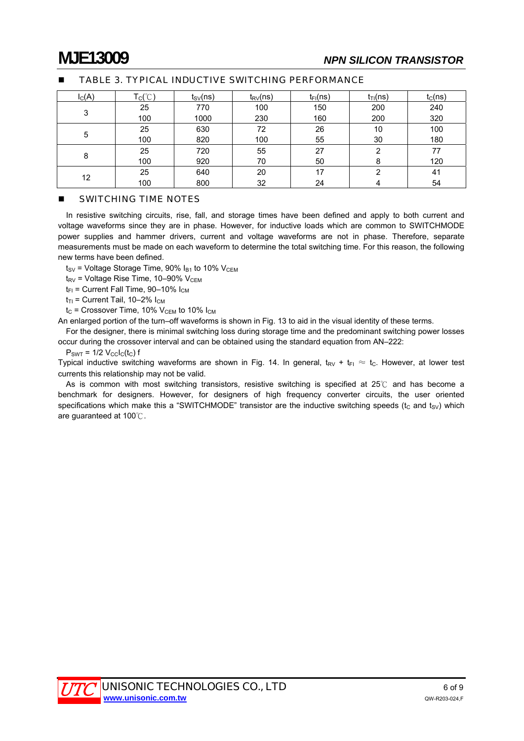## TABLE 3. TYPICAL INDUCTIVE SWITCHING PERFORMANCE

| $I_C$(A) | $T_C$(℃) | $t_{SV}$(ns) | $t_{RV}$(ns) | $t_{FI}$(ns) | $t_{TI}$(ns) | $t_C$(ns) |
|---|---|---|---|---|---|---|
| 3 | 25 | 770 | 100 | 150 | 200 | 240 |
| | 100 | 1000 | 230 | 160 | 200 | 320 |
| 5 | 25 | 630 | 72 | 26 | 10 | 100 |
| | 100 | 820 | 100 | 55 | 30 | 180 |
| 8 | 25 | 720 | 55 | 27 | 2 | 77 |
| | 100 | 920 | 70 | 50 | 8 | 120 |
| 12 | 25 | 640 | 20 | 17 | 2 | 41 |
| | 100 | 800 | 32 | 24 | 4 | 54 |

## SWITCHING TIME NOTES

In resistive switching circuits, rise, fall, and storage times have been defined and apply to both current and voltage waveforms since they are in phase. However, for inductive loads which are common to SWITCHMODE power supplies and hammer drivers, current and voltage waveforms are not in phase. Therefore, separate measurements must be made on each waveform to determine the total switching time. For this reason, the following new terms have been defined.

$t_{SV}$ = Voltage Storage Time, 90% $I_{B1}$ to 10% $V_{CEM}$

$t_{RV}$ = Voltage Rise Time, 10–90% $V_{CEM}$

$t_{FI}$ = Current Fall Time, 90–10% $I_{CM}$

$t_{TI}$ = Current Tail, 10–2% $I_{CM}$

$t_C$ = Crossover Time, 10% $V_{CEM}$ to 10% $I_{CM}$

An enlarged portion of the turn–off waveforms is shown in Fig. 13 to aid in the visual identity of these terms.

For the designer, there is minimal switching loss during storage time and the predominant switching power losses occur during the crossover interval and can be obtained using the standard equation from AN–222:

$P_{SWT} = 1/2\ V_{CC}I_C(t_C)\ f$

Typical inductive switching waveforms are shown in Fig. 14. In general, $t_{RV} + t_{FI} \approx t_C$. However, at lower test currents this relationship may not be valid.

As is common with most switching transistors, resistive switching is specified at 25℃ and has become a benchmark for designers. However, for designers of high frequency converter circuits, the user oriented specifications which make this a "SWITCHMODE" transistor are the inductive switching speeds ($t_C$ and $t_{SV}$) which are guaranteed at 100℃.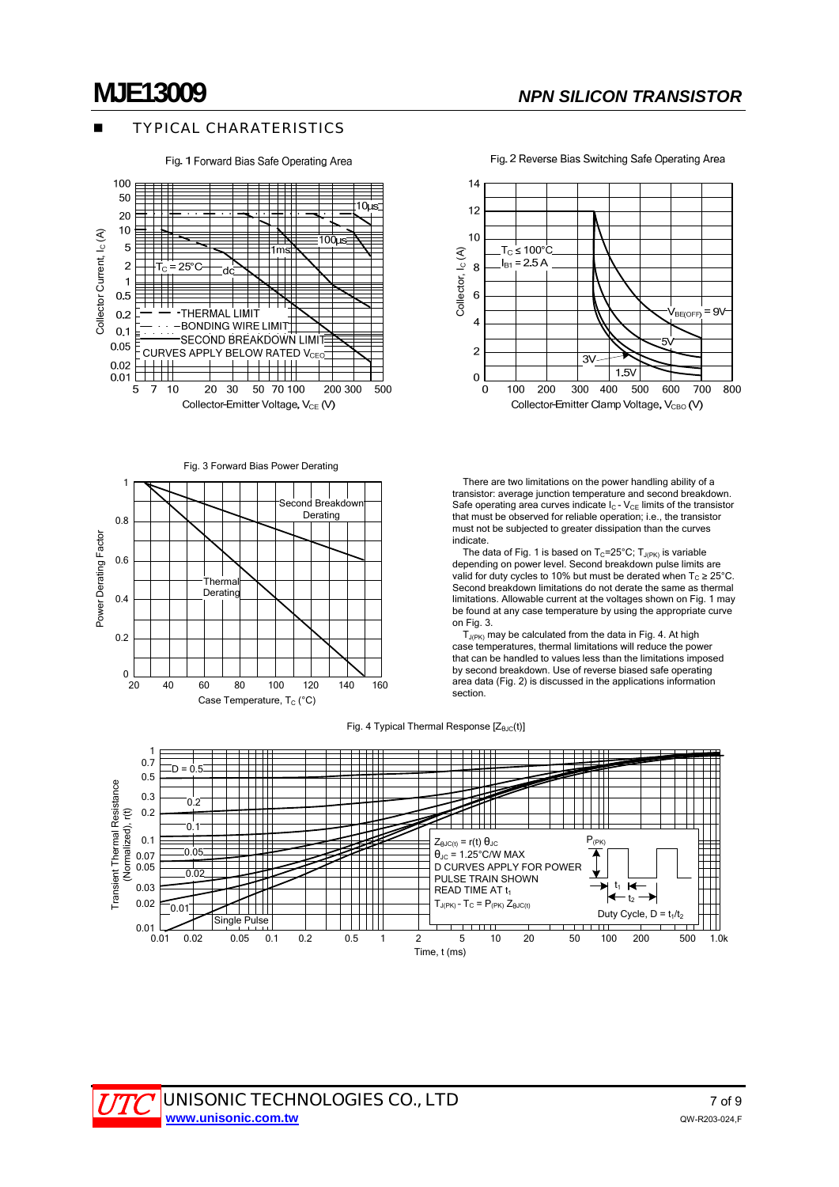## TYPICAL CHARATERISTICS

Fig. 1 Forward Bias Safe Operating Area

Fig. 2 Reverse Bias Switching Safe Operating Area

Fig. 3 Forward Bias Power Derating

There are two limitations on the power handling ability of a transistor: average junction temperature and second breakdown. Safe operating area curves indicate $I_C$ - $V_{CE}$ limits of the transistor that must be observed for reliable operation; i.e., the transistor must not be subjected to greater dissipation than the curves indicate.

The data of Fig. 1 is based on $T_C$=25°C; $T_{J(PK)}$ is variable depending on power level. Second breakdown pulse limits are valid for duty cycles to 10% but must be derated when $T_C \geq 25°C$. Second breakdown limitations do not derate the same as thermal limitations. Allowable current at the voltages shown on Fig. 1 may be found at any case temperature by using the appropriate curve on Fig. 3.

$T_{J(PK)}$ may be calculated from the data in Fig. 4. At high case temperatures, thermal limitations will reduce the power that can be handled to values less than the limitations imposed by second breakdown. Use of reverse biased safe operating area data (Fig. 2) is discussed in the applications information section.

Fig. 4 Typical Thermal Response [$Z_{\theta JC}(t)$]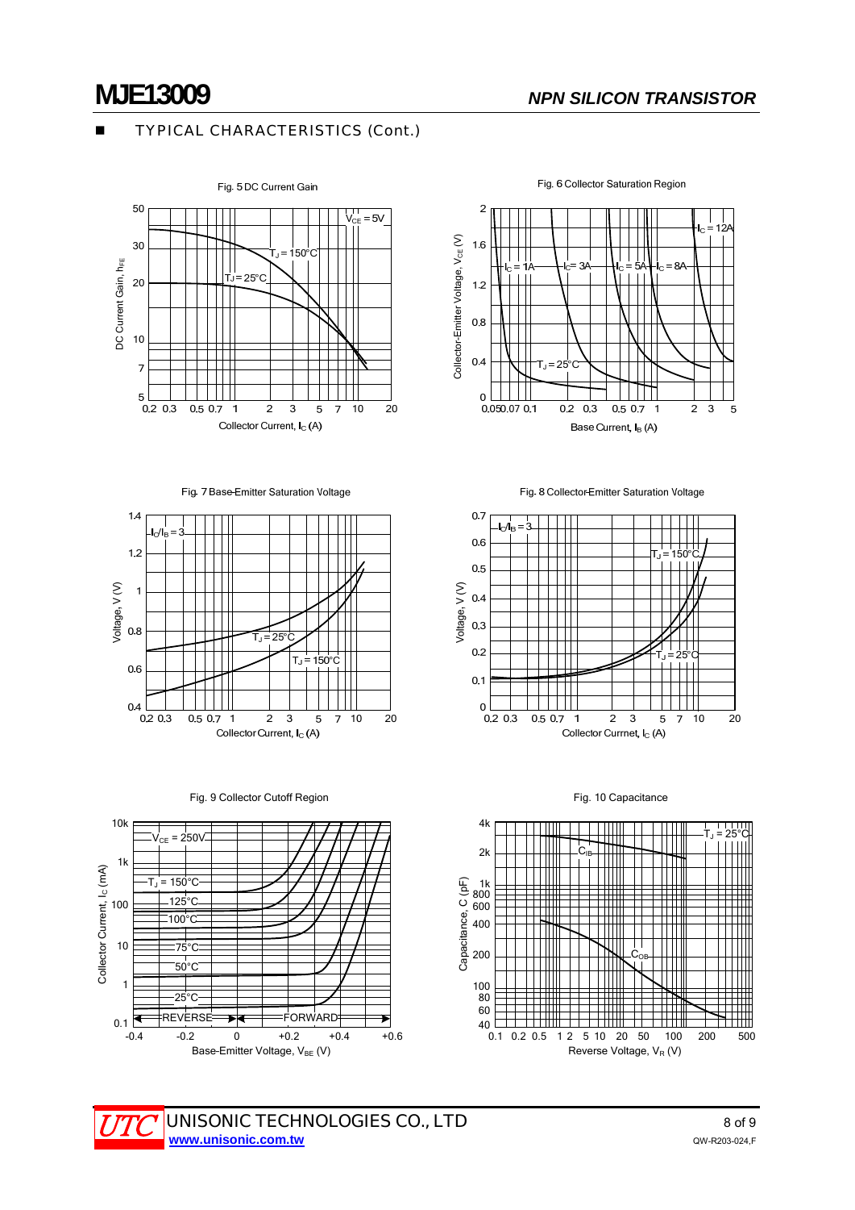# MJE13009

***NPN SILICON TRANSISTOR***

■ TYPICAL CHARACTERISTICS (Cont.)

Fig. 5 DC Current Gain

$V_{CE}$ = 5V; $T_J$ = 150°C; $T_J$ = 25°C

DC Current Gain, $h_{FE}$ vs. Collector Current, $I_C$ (A)

Fig. 6 Collector Saturation Region

$I_C$ = 1A; $I_C$ = 3A; $I_C$ = 5A; $I_C$ = 8A; $I_C$ = 12A; $T_J$ = 25°C

Collector-Emitter Voltage, $V_{CE}$ (V) vs. Base Current, $I_B$ (A)

Fig. 7 Base-Emitter Saturation Voltage

$I_C/I_B$ = 3; $T_J$ = 25°C; $T_J$ = 150°C

Voltage, V (V) vs. Collector Current, $I_C$ (A)

Fig. 8 Collector-Emitter Saturation Voltage

$I_C/I_B$ = 3; $T_J$ = 150°C; $T_J$ = 25°C

Voltage, V (V) vs. Collector Current, $I_C$ (A)

Fig. 9 Collector Cutoff Region

$V_{CE}$ = 250V; $T_J$ = 150°C; 125°C; 100°C; 75°C; 50°C; 25°C; REVERSE; FORWARD

Collector Current, $I_C$ (mA) vs. Base-Emitter Voltage, $V_{BE}$ (V)

Fig. 10 Capacitance

$T_J$ = 25°C; $C_{IB}$; $C_{OB}$

Capacitance, C (pF) vs. Reverse Voltage, $V_R$ (V)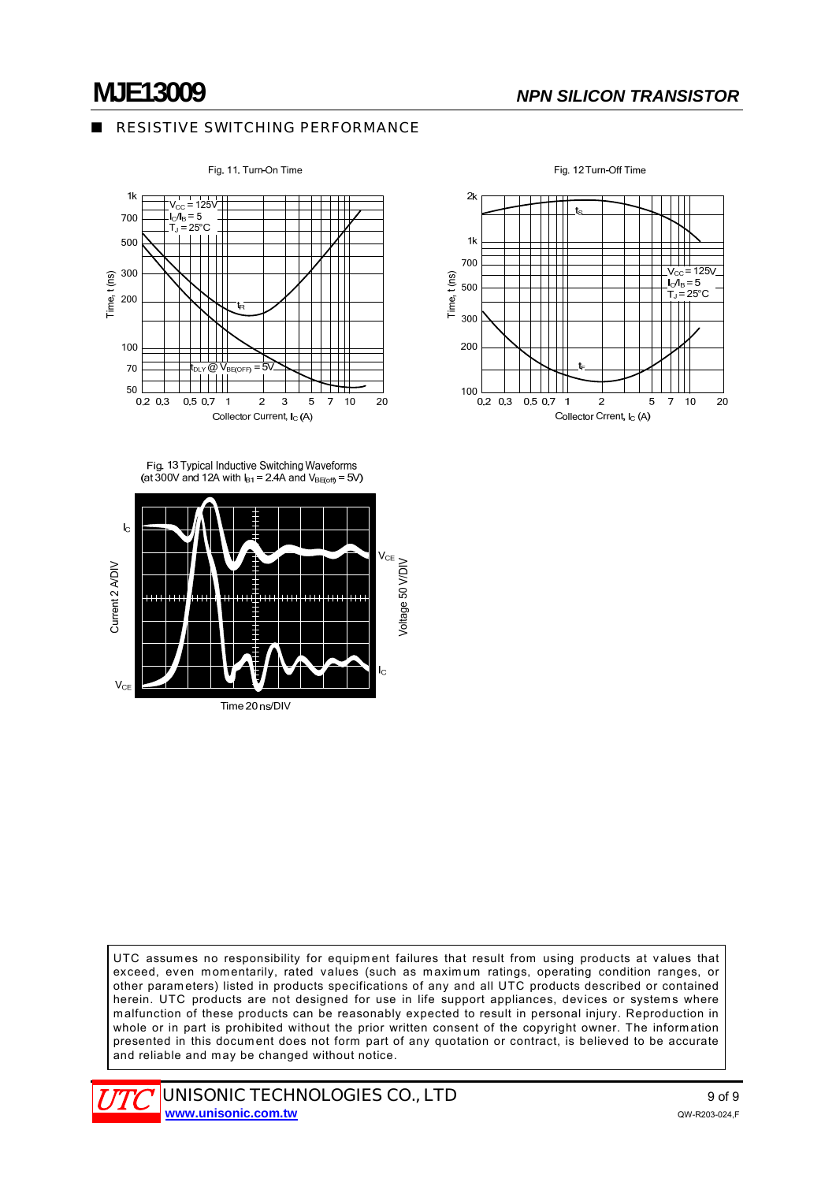## RESISTIVE SWITCHING PERFORMANCE

Fig. 11. Turn-On Time

$V_{CC}$ = 125V
$I_C/I_B$ = 5
$T_J$ = 25°C
$t_R$
$t_{DLY}$ @ $V_{BE(OFF)}$ = 5V
Time, t (ns)
1k, 700, 500, 300, 200, 100, 70, 50
0.2 0.3 0.5 0.7 1 2 3 5 7 10 20
Collector Current, $I_C$ (A)

Fig. 12 Turn-Off Time

$t_S$
$V_{CC}$ = 125V
$I_C/I_B$ = 5
$T_J$ = 25°C
$t_F$
Time, t (ns)
2k, 1k, 700, 500, 300, 200, 100
0.2 0.3 0.5 0.7 1 2 5 7 10 20
Collector Crrent, $I_C$ (A)

Fig. 13 Typical Inductive Switching Waveforms
(at 300V and 12A with $I_{B1}$ = 2.4A and $V_{BE(off)}$ = 5V)

$I_C$
$V_{CE}$
Current 2 A/DIV
Voltage 50 V/DIV
Time 20 ns/DIV

UTC assumes no responsibility for equipment failures that result from using products at values that exceed, even momentarily, rated values (such as maximum ratings, operating condition ranges, or other parameters) listed in products specifications of any and all UTC products described or contained herein. UTC products are not designed for use in life support appliances, devices or systems where malfunction of these products can be reasonably expected to result in personal injury. Reproduction in whole or in part is prohibited without the prior written consent of the copyright owner. The information presented in this document does not form part of any quotation or contract, is believed to be accurate and reliable and may be changed without notice.